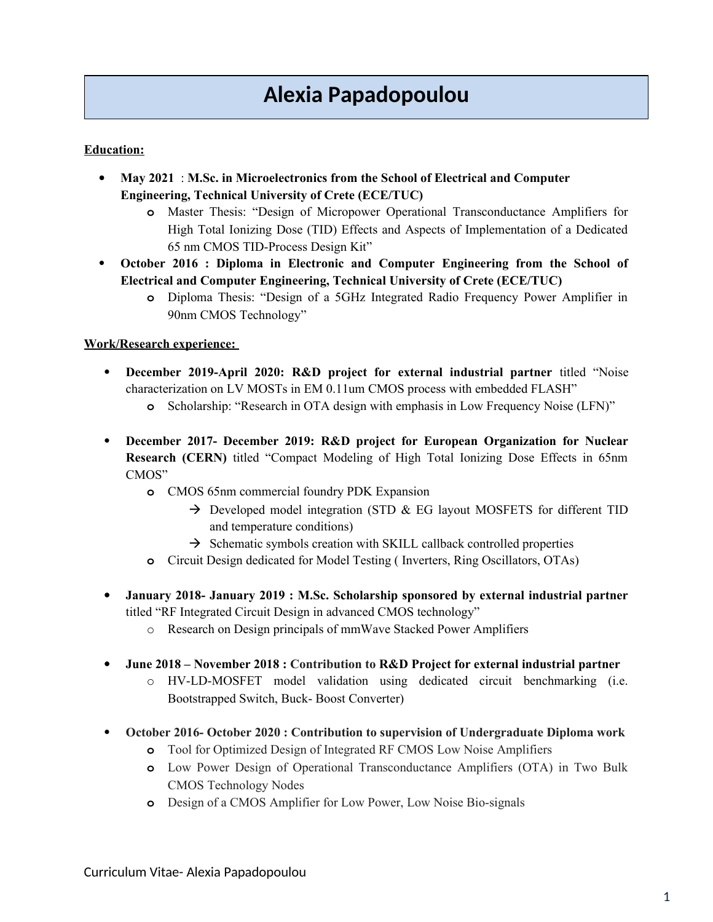# Alexia Papadopoulou

**Education:**

- **May 2021** : **M.Sc. in Microelectronics from the School of Electrical and Computer Engineering, Technical University of Crete (ECE/TUC)**
  - Master Thesis: "Design of Micropower Operational Transconductance Amplifiers for High Total Ionizing Dose (TID) Effects and Aspects of Implementation of a Dedicated 65 nm CMOS TID-Process Design Kit"
- **October 2016 : Diploma in Electronic and Computer Engineering from the School of Electrical and Computer Engineering, Technical University of Crete (ECE/TUC)**
  - Diploma Thesis: "Design of a 5GHz Integrated Radio Frequency Power Amplifier in 90nm CMOS Technology"

**Work/Research experience:**

- **December 2019-April 2020: R&D project for external industrial partner** titled "Noise characterization on LV MOSTs in EM 0.11um CMOS process with embedded FLASH"
  - Scholarship: "Research in OTA design with emphasis in Low Frequency Noise (LFN)"

- **December 2017- December 2019: R&D project for European Organization for Nuclear Research (CERN)** titled "Compact Modeling of High Total Ionizing Dose Effects in 65nm CMOS"
  - CMOS 65nm commercial foundry PDK Expansion
    - → Developed model integration (STD & EG layout MOSFETS for different TID and temperature conditions)
    - → Schematic symbols creation with SKILL callback controlled properties
  - Circuit Design dedicated for Model Testing ( Inverters, Ring Oscillators, OTAs)

- **January 2018- January 2019 : M.Sc. Scholarship sponsored by external industrial partner** titled "RF Integrated Circuit Design in advanced CMOS technology"
  - Research on Design principals of mmWave Stacked Power Amplifiers

- **June 2018 – November 2018 : Contribution to R&D Project for external industrial partner**
  - HV-LD-MOSFET model validation using dedicated circuit benchmarking (i.e. Bootstrapped Switch, Buck- Boost Converter)

- **October 2016- October 2020 : Contribution to supervision of Undergraduate Diploma work**
  - Tool for Optimized Design of Integrated RF CMOS Low Noise Amplifiers
  - Low Power Design of Operational Transconductance Amplifiers (OTA) in Two Bulk CMOS Technology Nodes
  - Design of a CMOS Amplifier for Low Power, Low Noise Bio-signals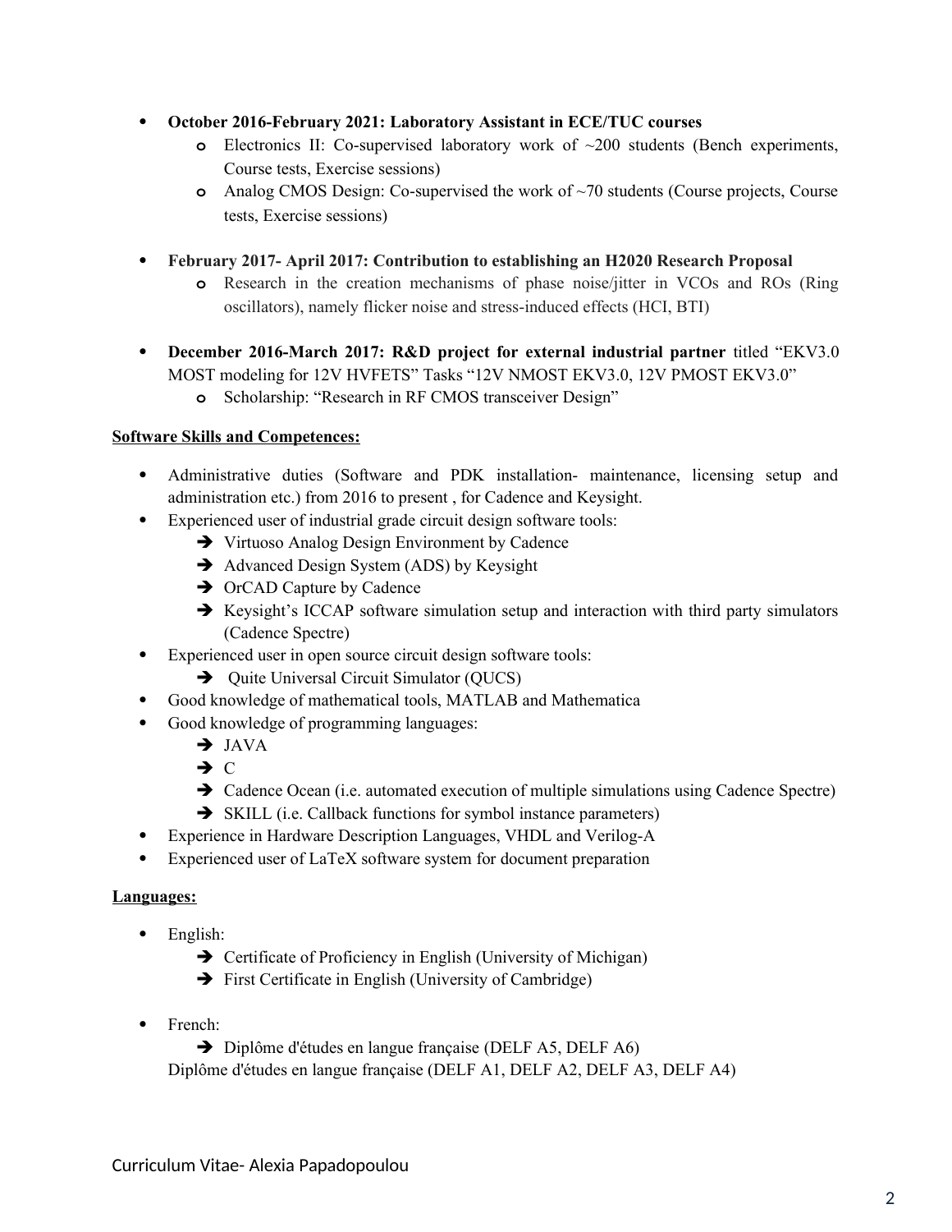- **October 2016-February 2021: Laboratory Assistant in ECE/TUC courses**
    - Electronics II: Co-supervised laboratory work of ~200 students (Bench experiments, Course tests, Exercise sessions)
    - Analog CMOS Design: Co-supervised the work of ~70 students (Course projects, Course tests, Exercise sessions)

- **February 2017- April 2017: Contribution to establishing an H2020 Research Proposal**
    - Research in the creation mechanisms of phase noise/jitter in VCOs and ROs (Ring oscillators), namely flicker noise and stress-induced effects (HCI, BTI)

- **December 2016-March 2017: R&D project for external industrial partner** titled “EKV3.0 MOST modeling for 12V HVFETS” Tasks “12V NMOST EKV3.0, 12V PMOST EKV3.0”
    - Scholarship: “Research in RF CMOS transceiver Design”

**Software Skills and Competences:**

- Administrative duties (Software and PDK installation- maintenance, licensing setup and administration etc.) from 2016 to present , for Cadence and Keysight.
- Experienced user of industrial grade circuit design software tools:
    - Virtuoso Analog Design Environment by Cadence
    - Advanced Design System (ADS) by Keysight
    - OrCAD Capture by Cadence
    - Keysight’s ICCAP software simulation setup and interaction with third party simulators (Cadence Spectre)
- Experienced user in open source circuit design software tools:
    - Quite Universal Circuit Simulator (QUCS)
- Good knowledge of mathematical tools, MATLAB and Mathematica
- Good knowledge of programming languages:
    - JAVA
    - C
    - Cadence Ocean (i.e. automated execution of multiple simulations using Cadence Spectre)
    - SKILL (i.e. Callback functions for symbol instance parameters)
- Experience in Hardware Description Languages, VHDL and Verilog-A
- Experienced user of LaTeX software system for document preparation

**Languages:**

- English:
    - Certificate of Proficiency in English (University of Michigan)
    - First Certificate in English (University of Cambridge)

- French:
    - Diplôme d'études en langue française (DELF A5, DELF A6)

  Diplôme d'études en langue française (DELF A1, DELF A2, DELF A3, DELF A4)